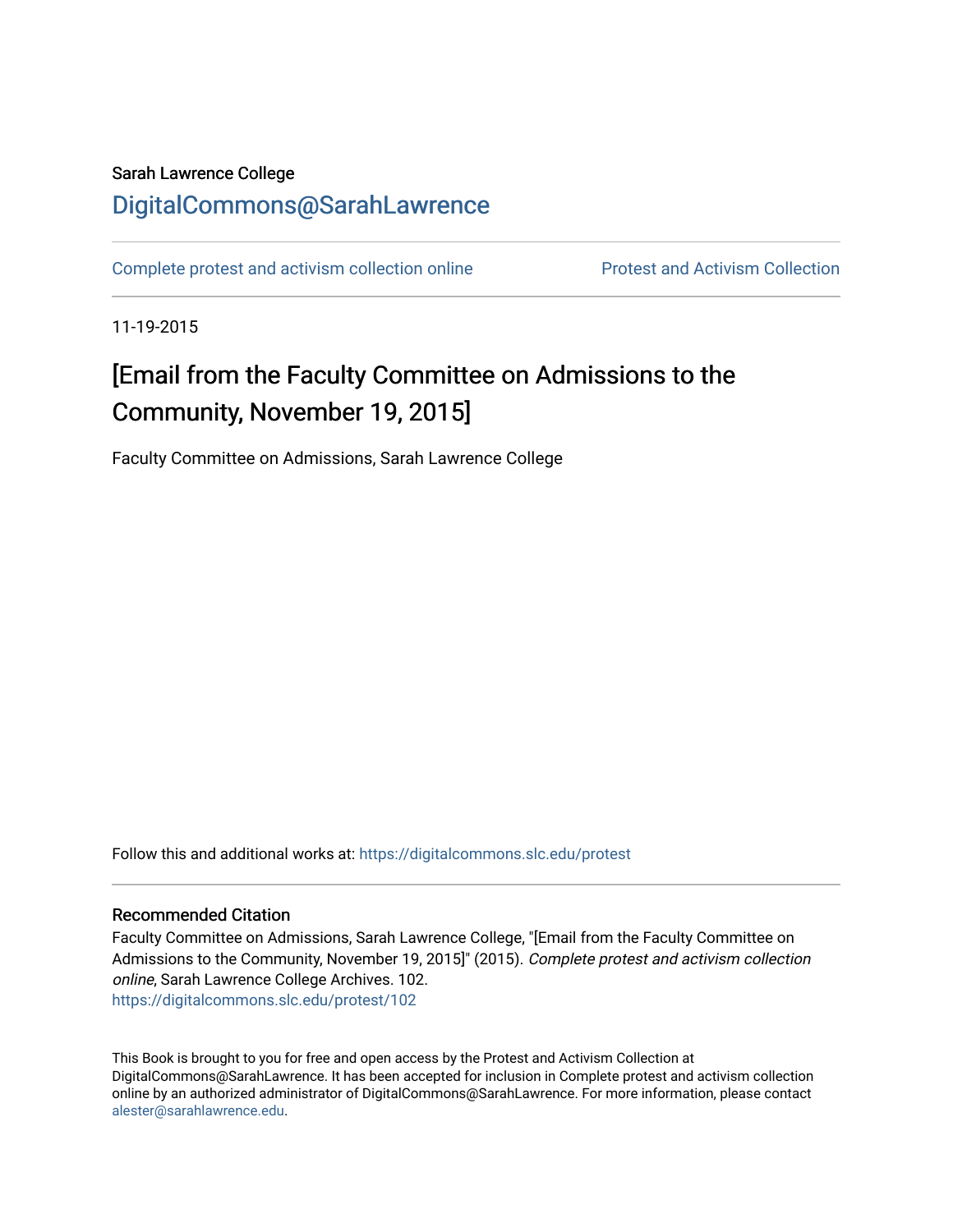Sarah Lawrence College

DigitalCommons@SarahLawrence

Complete protest and activism collection online

Protest and Activism Collection

11-19-2015

# [Email from the Faculty Committee on Admissions to the Community, November 19, 2015]

Faculty Committee on Admissions, Sarah Lawrence College

Follow this and additional works at: https://digitalcommons.slc.edu/protest

## Recommended Citation

Faculty Committee on Admissions, Sarah Lawrence College, "[Email from the Faculty Committee on Admissions to the Community, November 19, 2015]" (2015). *Complete protest and activism collection online*, Sarah Lawrence College Archives. 102.
https://digitalcommons.slc.edu/protest/102

This Book is brought to you for free and open access by the Protest and Activism Collection at DigitalCommons@SarahLawrence. It has been accepted for inclusion in Complete protest and activism collection online by an authorized administrator of DigitalCommons@SarahLawrence. For more information, please contact alester@sarahlawrence.edu.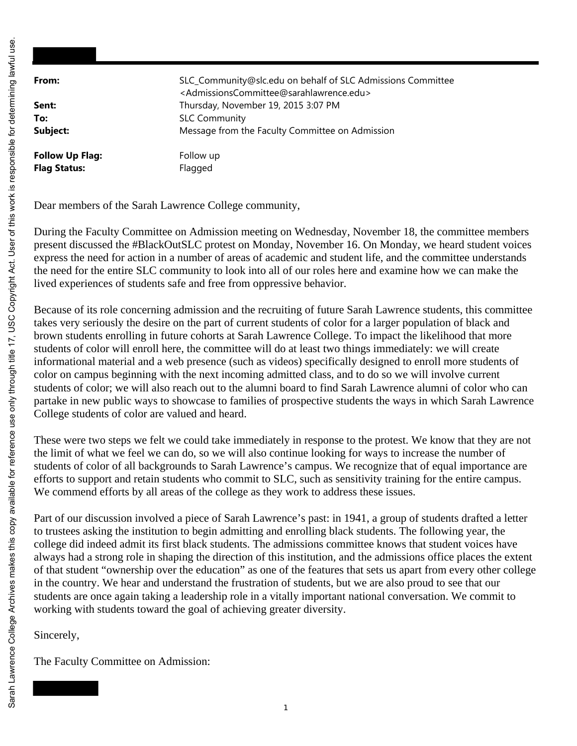| | |
|---|---|
| **From:** | SLC_Community@slc.edu on behalf of SLC Admissions Committee <AdmissionsCommittee@sarahlawrence.edu> |
| **Sent:** | Thursday, November 19, 2015 3:07 PM |
| **To:** | SLC Community |
| **Subject:** | Message from the Faculty Committee on Admission |
| | |
| **Follow Up Flag:** | Follow up |
| **Flag Status:** | Flagged |

Dear members of the Sarah Lawrence College community,

During the Faculty Committee on Admission meeting on Wednesday, November 18, the committee members present discussed the #BlackOutSLC protest on Monday, November 16. On Monday, we heard student voices express the need for action in a number of areas of academic and student life, and the committee understands the need for the entire SLC community to look into all of our roles here and examine how we can make the lived experiences of students safe and free from oppressive behavior.

Because of its role concerning admission and the recruiting of future Sarah Lawrence students, this committee takes very seriously the desire on the part of current students of color for a larger population of black and brown students enrolling in future cohorts at Sarah Lawrence College. To impact the likelihood that more students of color will enroll here, the committee will do at least two things immediately: we will create informational material and a web presence (such as videos) specifically designed to enroll more students of color on campus beginning with the next incoming admitted class, and to do so we will involve current students of color; we will also reach out to the alumni board to find Sarah Lawrence alumni of color who can partake in new public ways to showcase to families of prospective students the ways in which Sarah Lawrence College students of color are valued and heard.

These were two steps we felt we could take immediately in response to the protest. We know that they are not the limit of what we feel we can do, so we will also continue looking for ways to increase the number of students of color of all backgrounds to Sarah Lawrence's campus. We recognize that of equal importance are efforts to support and retain students who commit to SLC, such as sensitivity training for the entire campus. We commend efforts by all areas of the college as they work to address these issues.

Part of our discussion involved a piece of Sarah Lawrence's past: in 1941, a group of students drafted a letter to trustees asking the institution to begin admitting and enrolling black students. The following year, the college did indeed admit its first black students. The admissions committee knows that student voices have always had a strong role in shaping the direction of this institution, and the admissions office places the extent of that student "ownership over the education" as one of the features that sets us apart from every other college in the country. We hear and understand the frustration of students, but we are also proud to see that our students are once again taking a leadership role in a vitally important national conversation. We commit to working with students toward the goal of achieving greater diversity.

Sincerely,

The Faculty Committee on Admission: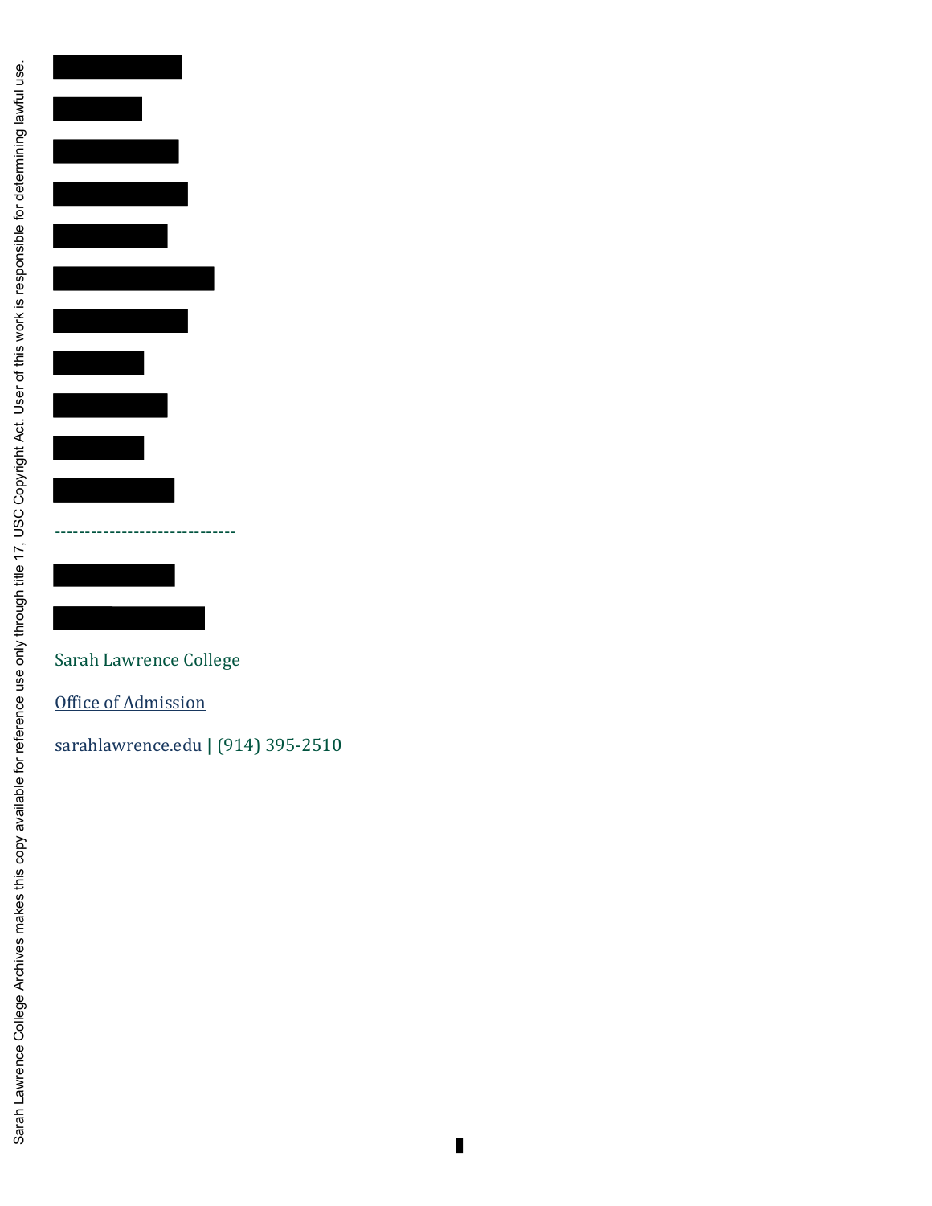-----------------------------

Sarah Lawrence College

Office of Admission

sarahlawrence.edu | (914) 395-2510